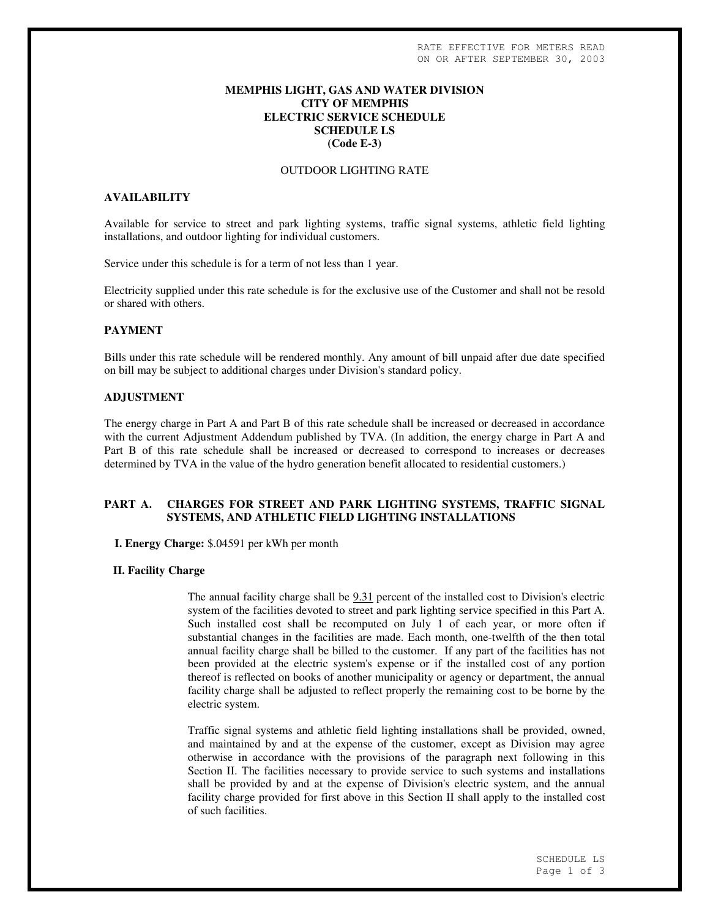RATE EFFECTIVE FOR METERS READ
ON OR AFTER SEPTEMBER 30, 2003

# MEMPHIS LIGHT, GAS AND WATER DIVISION
# CITY OF MEMPHIS
# ELECTRIC SERVICE SCHEDULE
# SCHEDULE LS
# (Code E-3)

OUTDOOR LIGHTING RATE

## AVAILABILITY

Available for service to street and park lighting systems, traffic signal systems, athletic field lighting installations, and outdoor lighting for individual customers.

Service under this schedule is for a term of not less than 1 year.

Electricity supplied under this rate schedule is for the exclusive use of the Customer and shall not be resold or shared with others.

## PAYMENT

Bills under this rate schedule will be rendered monthly. Any amount of bill unpaid after due date specified on bill may be subject to additional charges under Division's standard policy.

## ADJUSTMENT

The energy charge in Part A and Part B of this rate schedule shall be increased or decreased in accordance with the current Adjustment Addendum published by TVA. (In addition, the energy charge in Part A and Part B of this rate schedule shall be increased or decreased to correspond to increases or decreases determined by TVA in the value of the hydro generation benefit allocated to residential customers.)

## PART A. CHARGES FOR STREET AND PARK LIGHTING SYSTEMS, TRAFFIC SIGNAL SYSTEMS, AND ATHLETIC FIELD LIGHTING INSTALLATIONS

**I. Energy Charge:** $.04591 per kWh per month

**II. Facility Charge**

The annual facility charge shall be 9.31 percent of the installed cost to Division's electric system of the facilities devoted to street and park lighting service specified in this Part A. Such installed cost shall be recomputed on July 1 of each year, or more often if substantial changes in the facilities are made. Each month, one-twelfth of the then total annual facility charge shall be billed to the customer. If any part of the facilities has not been provided at the electric system's expense or if the installed cost of any portion thereof is reflected on books of another municipality or agency or department, the annual facility charge shall be adjusted to reflect properly the remaining cost to be borne by the electric system.

Traffic signal systems and athletic field lighting installations shall be provided, owned, and maintained by and at the expense of the customer, except as Division may agree otherwise in accordance with the provisions of the paragraph next following in this Section II. The facilities necessary to provide service to such systems and installations shall be provided by and at the expense of Division's electric system, and the annual facility charge provided for first above in this Section II shall apply to the installed cost of such facilities.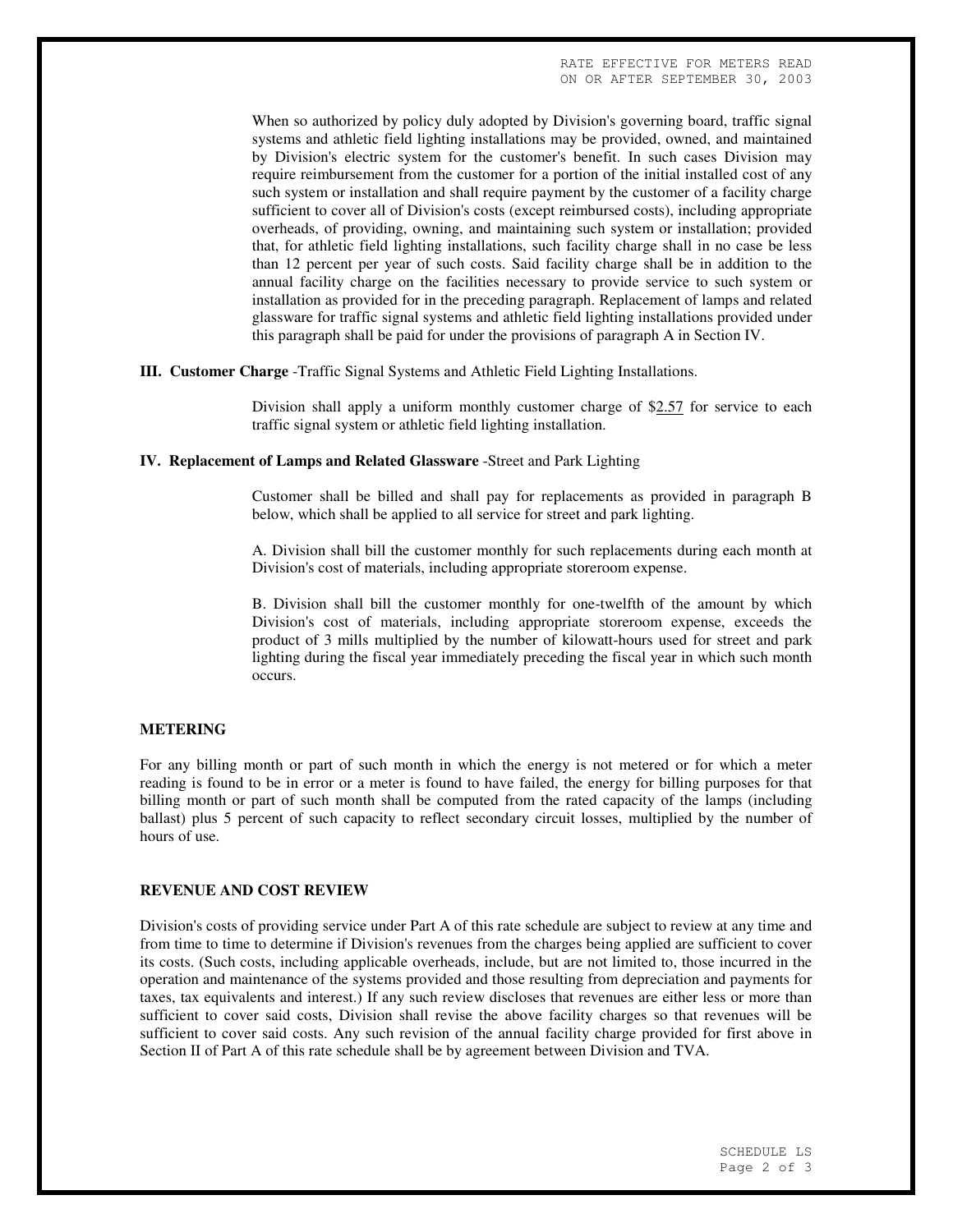When so authorized by policy duly adopted by Division's governing board, traffic signal systems and athletic field lighting installations may be provided, owned, and maintained by Division's electric system for the customer's benefit. In such cases Division may require reimbursement from the customer for a portion of the initial installed cost of any such system or installation and shall require payment by the customer of a facility charge sufficient to cover all of Division's costs (except reimbursed costs), including appropriate overheads, of providing, owning, and maintaining such system or installation; provided that, for athletic field lighting installations, such facility charge shall in no case be less than 12 percent per year of such costs. Said facility charge shall be in addition to the annual facility charge on the facilities necessary to provide service to such system or installation as provided for in the preceding paragraph. Replacement of lamps and related glassware for traffic signal systems and athletic field lighting installations provided under this paragraph shall be paid for under the provisions of paragraph A in Section IV.

**III. Customer Charge** -Traffic Signal Systems and Athletic Field Lighting Installations.

Division shall apply a uniform monthly customer charge of $2.57 for service to each traffic signal system or athletic field lighting installation.

**IV. Replacement of Lamps and Related Glassware** -Street and Park Lighting

Customer shall be billed and shall pay for replacements as provided in paragraph B below, which shall be applied to all service for street and park lighting.

A. Division shall bill the customer monthly for such replacements during each month at Division's cost of materials, including appropriate storeroom expense.

B. Division shall bill the customer monthly for one-twelfth of the amount by which Division's cost of materials, including appropriate storeroom expense, exceeds the product of 3 mills multiplied by the number of kilowatt-hours used for street and park lighting during the fiscal year immediately preceding the fiscal year in which such month occurs.

### METERING

For any billing month or part of such month in which the energy is not metered or for which a meter reading is found to be in error or a meter is found to have failed, the energy for billing purposes for that billing month or part of such month shall be computed from the rated capacity of the lamps (including ballast) plus 5 percent of such capacity to reflect secondary circuit losses, multiplied by the number of hours of use.

### REVENUE AND COST REVIEW

Division's costs of providing service under Part A of this rate schedule are subject to review at any time and from time to time to determine if Division's revenues from the charges being applied are sufficient to cover its costs. (Such costs, including applicable overheads, include, but are not limited to, those incurred in the operation and maintenance of the systems provided and those resulting from depreciation and payments for taxes, tax equivalents and interest.) If any such review discloses that revenues are either less or more than sufficient to cover said costs, Division shall revise the above facility charges so that revenues will be sufficient to cover said costs. Any such revision of the annual facility charge provided for first above in Section II of Part A of this rate schedule shall be by agreement between Division and TVA.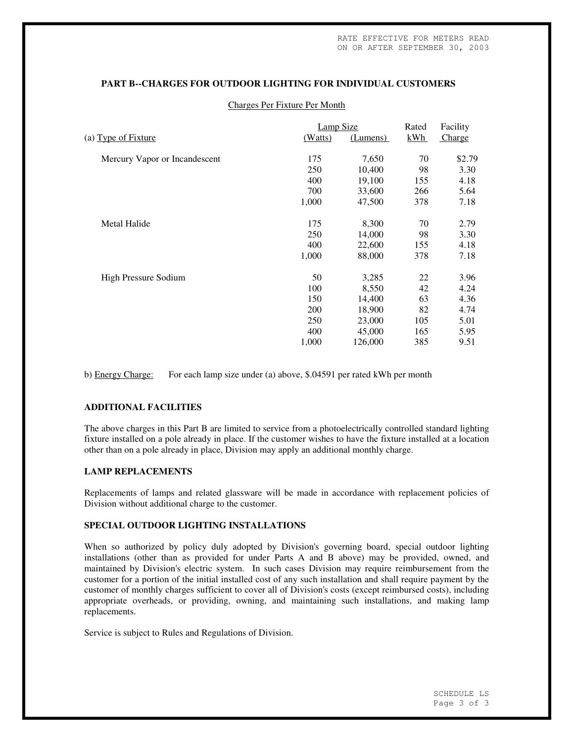RATE EFFECTIVE FOR METERS READ
ON OR AFTER SEPTEMBER 30, 2003

**PART B--CHARGES FOR OUTDOOR LIGHTING FOR INDIVIDUAL CUSTOMERS**

Charges Per Fixture Per Month

| (a) Type of Fixture | Lamp Size (Watts) | Lamp Size (Lumens) | Rated kWh | Facility Charge |
|---|---|---|---|---|
| Mercury Vapor or Incandescent | 175 | 7,650 | 70 | $2.79 |
| | 250 | 10,400 | 98 | 3.30 |
| | 400 | 19,100 | 155 | 4.18 |
| | 700 | 33,600 | 266 | 5.64 |
| | 1,000 | 47,500 | 378 | 7.18 |
| Metal Halide | 175 | 8,300 | 70 | 2.79 |
| | 250 | 14,000 | 98 | 3.30 |
| | 400 | 22,600 | 155 | 4.18 |
| | 1,000 | 88,000 | 378 | 7.18 |
| High Pressure Sodium | 50 | 3,285 | 22 | 3.96 |
| | 100 | 8,550 | 42 | 4.24 |
| | 150 | 14,400 | 63 | 4.36 |
| | 200 | 18,900 | 82 | 4.74 |
| | 250 | 23,000 | 105 | 5.01 |
| | 400 | 45,000 | 165 | 5.95 |
| | 1,000 | 126,000 | 385 | 9.51 |

b) Energy Charge: For each lamp size under (a) above, $.04591 per rated kWh per month

**ADDITIONAL FACILITIES**

The above charges in this Part B are limited to service from a photoelectrically controlled standard lighting fixture installed on a pole already in place. If the customer wishes to have the fixture installed at a location other than on a pole already in place, Division may apply an additional monthly charge.

**LAMP REPLACEMENTS**

Replacements of lamps and related glassware will be made in accordance with replacement policies of Division without additional charge to the customer.

**SPECIAL OUTDOOR LIGHTING INSTALLATIONS**

When so authorized by policy duly adopted by Division's governing board, special outdoor lighting installations (other than as provided for under Parts A and B above) may be provided, owned, and maintained by Division's electric system. In such cases Division may require reimbursement from the customer for a portion of the initial installed cost of any such installation and shall require payment by the customer of monthly charges sufficient to cover all of Division's costs (except reimbursed costs), including appropriate overheads, or providing, owning, and maintaining such installations, and making lamp replacements.

Service is subject to Rules and Regulations of Division.

SCHEDULE LS